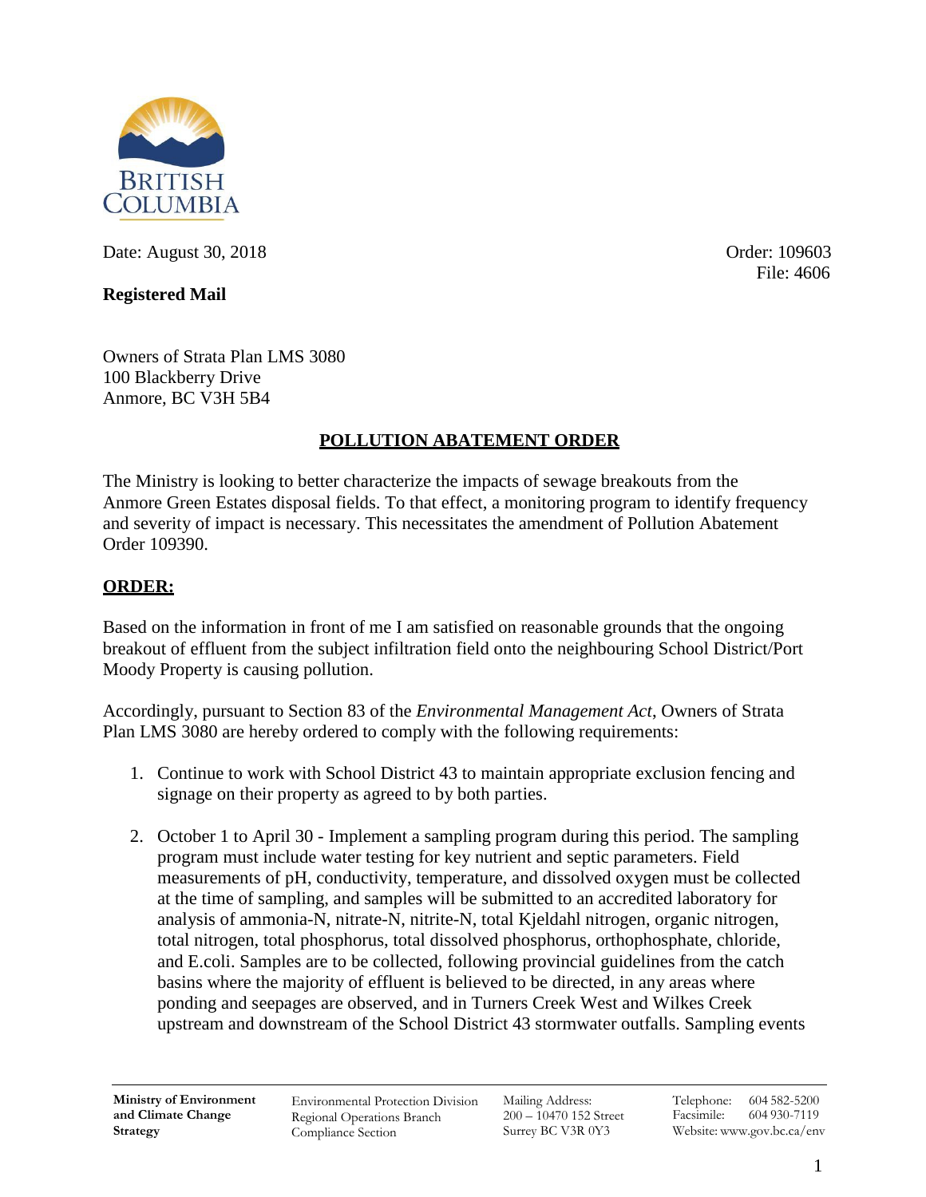BRITISH COLUMBIA

Date: August 30, 2018

Order: 109603
File: 4606

**Registered Mail**

Owners of Strata Plan LMS 3080
100 Blackberry Drive
Anmore, BC V3H 5B4

## POLLUTION ABATEMENT ORDER

The Ministry is looking to better characterize the impacts of sewage breakouts from the Anmore Green Estates disposal fields. To that effect, a monitoring program to identify frequency and severity of impact is necessary. This necessitates the amendment of Pollution Abatement Order 109390.

### ORDER:

Based on the information in front of me I am satisfied on reasonable grounds that the ongoing breakout of effluent from the subject infiltration field onto the neighbouring School District/Port Moody Property is causing pollution.

Accordingly, pursuant to Section 83 of the *Environmental Management Act*, Owners of Strata Plan LMS 3080 are hereby ordered to comply with the following requirements:

1. Continue to work with School District 43 to maintain appropriate exclusion fencing and signage on their property as agreed to by both parties.

2. October 1 to April 30 - Implement a sampling program during this period. The sampling program must include water testing for key nutrient and septic parameters. Field measurements of pH, conductivity, temperature, and dissolved oxygen must be collected at the time of sampling, and samples will be submitted to an accredited laboratory for analysis of ammonia-N, nitrate-N, nitrite-N, total Kjeldahl nitrogen, organic nitrogen, total nitrogen, total phosphorus, total dissolved phosphorus, orthophosphate, chloride, and E.coli. Samples are to be collected, following provincial guidelines from the catch basins where the majority of effluent is believed to be directed, in any areas where ponding and seepages are observed, and in Turners Creek West and Wilkes Creek upstream and downstream of the School District 43 stormwater outfalls. Sampling events

**Ministry of Environment and Climate Change Strategy** | Environmental Protection Division, Regional Operations Branch, Compliance Section | Mailing Address: 200 – 10470 152 Street, Surrey BC V3R 0Y3 | Telephone: 604 582-5200, Facsimile: 604 930-7119, Website: www.gov.bc.ca/env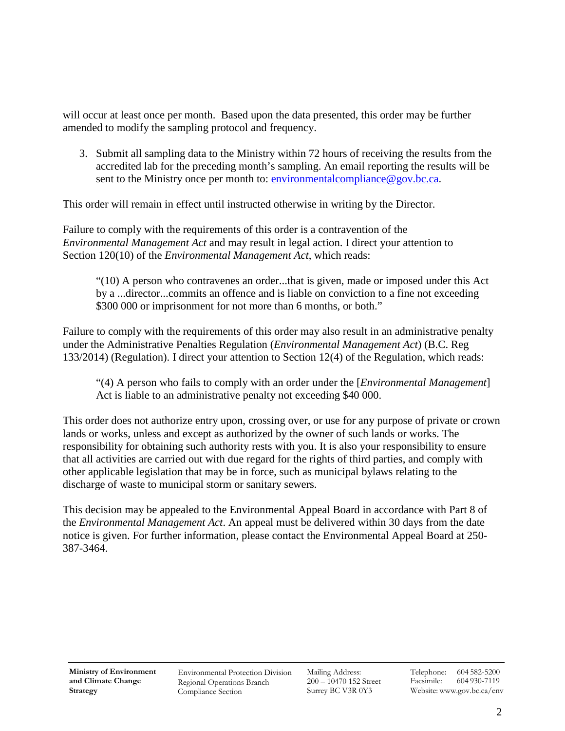will occur at least once per month. Based upon the data presented, this order may be further amended to modify the sampling protocol and frequency.

3. Submit all sampling data to the Ministry within 72 hours of receiving the results from the accredited lab for the preceding month's sampling. An email reporting the results will be sent to the Ministry once per month to: environmentalcompliance@gov.bc.ca.

This order will remain in effect until instructed otherwise in writing by the Director.

Failure to comply with the requirements of this order is a contravention of the *Environmental Management Act* and may result in legal action. I direct your attention to Section 120(10) of the *Environmental Management Act*, which reads:

> "(10) A person who contravenes an order...that is given, made or imposed under this Act by a ...director...commits an offence and is liable on conviction to a fine not exceeding $300 000 or imprisonment for not more than 6 months, or both."

Failure to comply with the requirements of this order may also result in an administrative penalty under the Administrative Penalties Regulation (*Environmental Management Act*) (B.C. Reg 133/2014) (Regulation). I direct your attention to Section 12(4) of the Regulation, which reads:

> "(4) A person who fails to comply with an order under the [*Environmental Management*] Act is liable to an administrative penalty not exceeding $40 000.

This order does not authorize entry upon, crossing over, or use for any purpose of private or crown lands or works, unless and except as authorized by the owner of such lands or works. The responsibility for obtaining such authority rests with you. It is also your responsibility to ensure that all activities are carried out with due regard for the rights of third parties, and comply with other applicable legislation that may be in force, such as municipal bylaws relating to the discharge of waste to municipal storm or sanitary sewers.

This decision may be appealed to the Environmental Appeal Board in accordance with Part 8 of the *Environmental Management Act*. An appeal must be delivered within 30 days from the date notice is given. For further information, please contact the Environmental Appeal Board at 250-387-3464.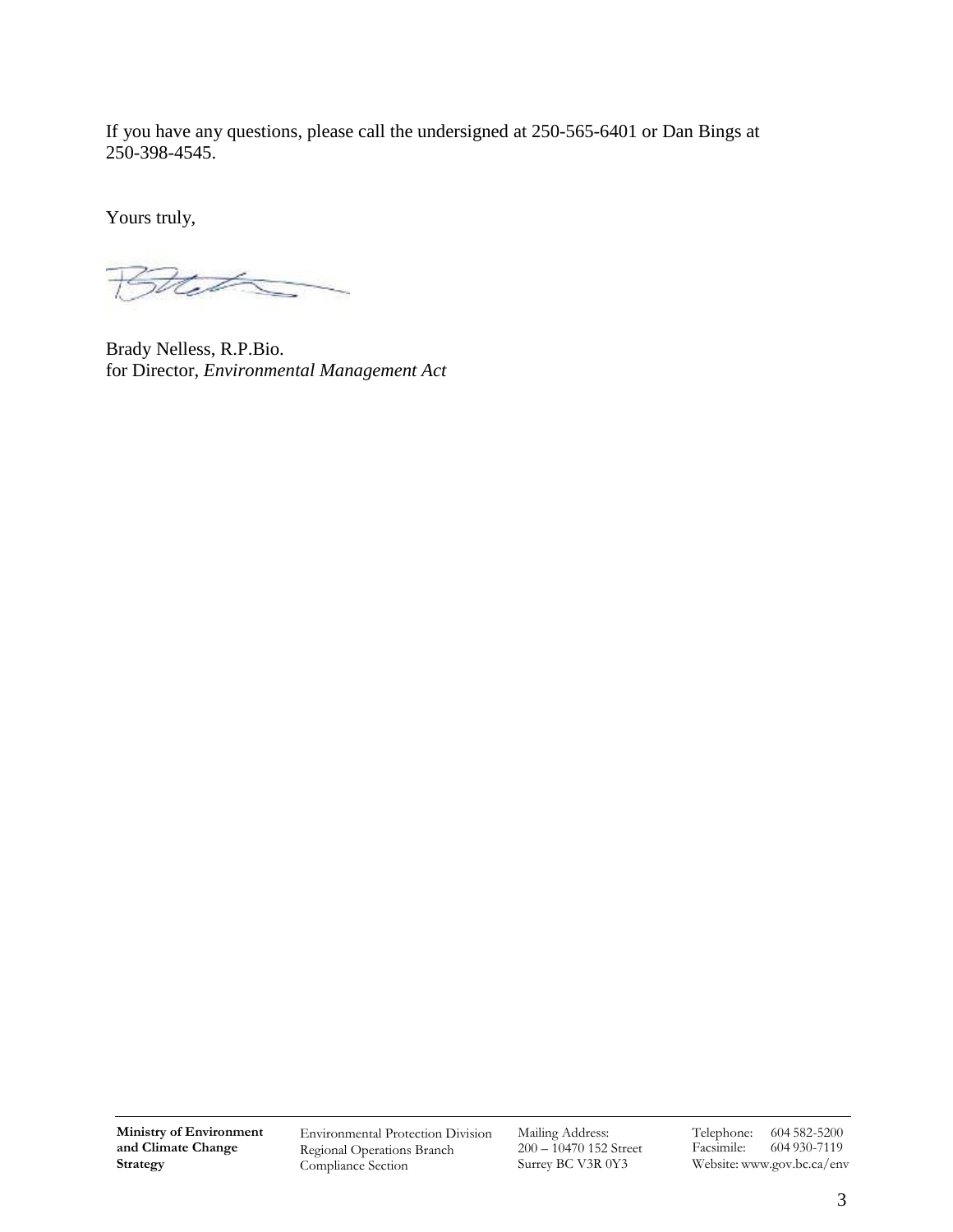If you have any questions, please call the undersigned at 250-565-6401 or Dan Bings at 250-398-4545.

Yours truly,

Brady Nelless, R.P.Bio.
for Director, *Environmental Management Act*

**Ministry of Environment and Climate Change Strategy**

Environmental Protection Division
Regional Operations Branch
Compliance Section

Mailing Address:
200 – 10470 152 Street
Surrey BC V3R 0Y3

Telephone: 604 582-5200
Facsimile: 604 930-7119
Website: www.gov.bc.ca/env